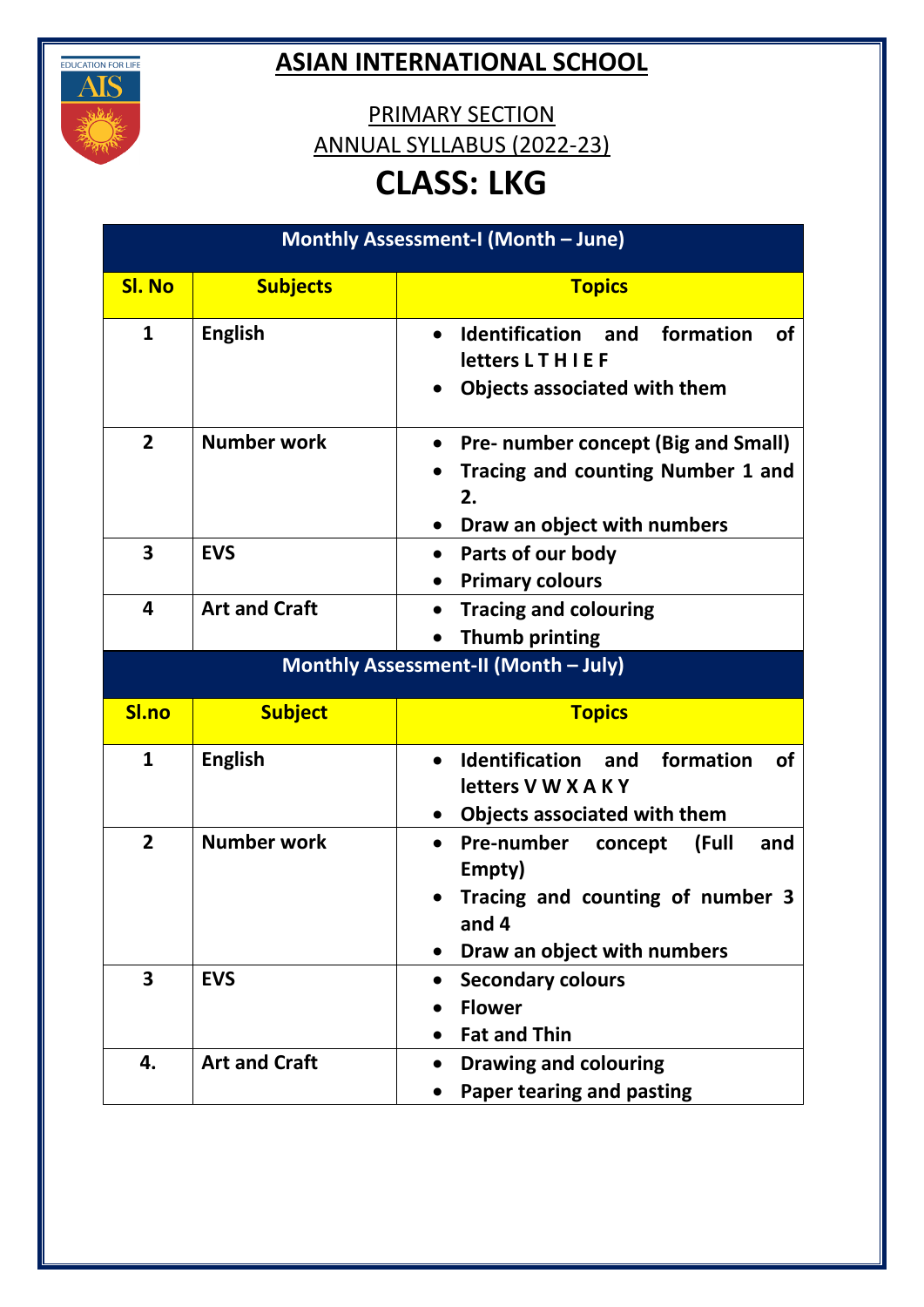# ASIAN INTERNATIONAL SCHOOL

## PRIMARY SECTION

## ANNUAL SYLLABUS (2022-23)

# CLASS: LKG

**Monthly Assessment-I (Month – June)**

| Sl. No | Subjects | Topics |
|---|---|---|
| 1 | English | • Identification and formation of letters L T H I E F<br>• Objects associated with them |
| 2 | Number work | • Pre- number concept (Big and Small)<br>• Tracing and counting Number 1 and 2.<br>• Draw an object with numbers |
| 3 | EVS | • Parts of our body<br>• Primary colours |
| 4 | Art and Craft | • Tracing and colouring<br>• Thumb printing |

**Monthly Assessment-II (Month – July)**

| Sl.no | Subject | Topics |
|---|---|---|
| 1 | English | • Identification and formation of letters V W X A K Y<br>• Objects associated with them |
| 2 | Number work | • Pre-number concept (Full and Empty)<br>• Tracing and counting of number 3 and 4<br>• Draw an object with numbers |
| 3 | EVS | • Secondary colours<br>• Flower<br>• Fat and Thin |
| 4. | Art and Craft | • Drawing and colouring<br>• Paper tearing and pasting |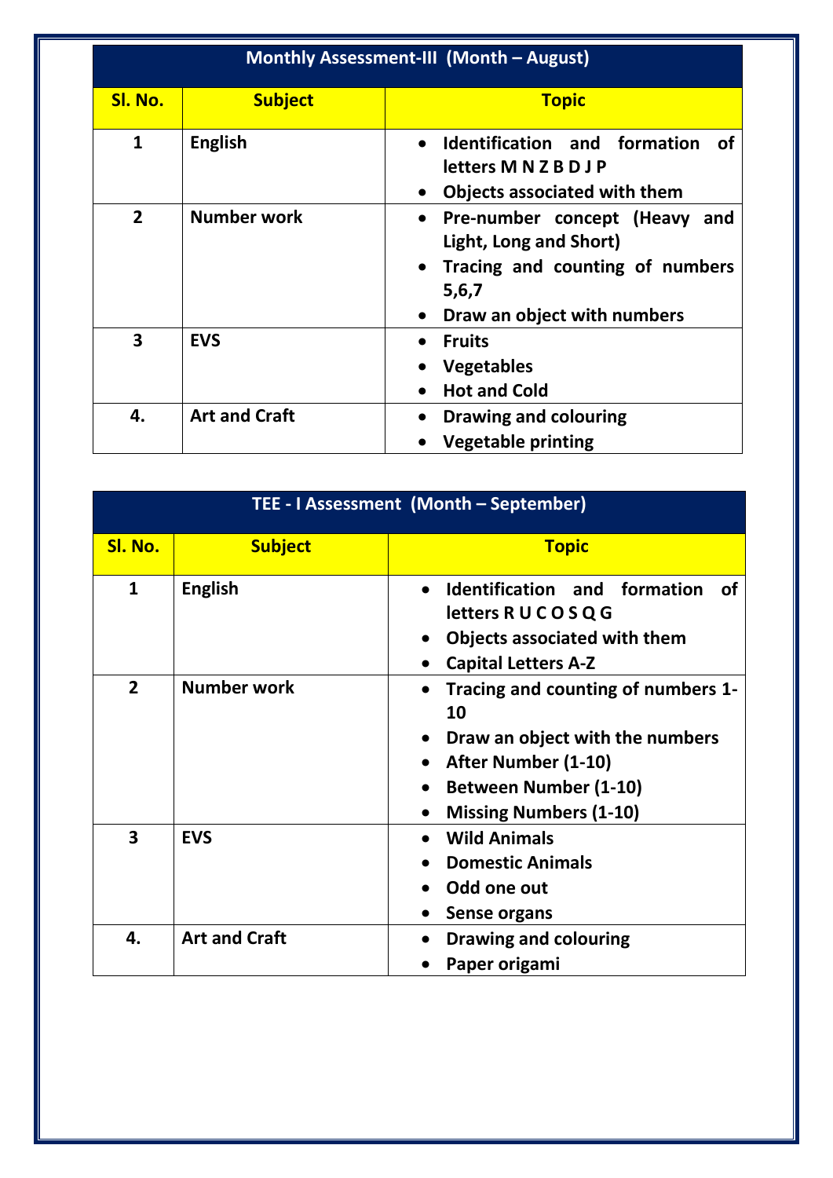| Monthly Assessment-III (Month – August) | | |
|---|---|---|
| **Sl. No.** | **Subject** | **Topic** |
| 1 | English | • Identification and formation of letters M N Z B D J P<br>• Objects associated with them |
| 2 | Number work | • Pre-number concept (Heavy and Light, Long and Short)<br>• Tracing and counting of numbers 5,6,7<br>• Draw an object with numbers |
| 3 | EVS | • Fruits<br>• Vegetables<br>• Hot and Cold |
| 4. | Art and Craft | • Drawing and colouring<br>• Vegetable printing |

| TEE - I Assessment (Month – September) | | |
|---|---|---|
| **Sl. No.** | **Subject** | **Topic** |
| 1 | English | • Identification and formation of letters R U C O S Q G<br>• Objects associated with them<br>• Capital Letters A-Z |
| 2 | Number work | • Tracing and counting of numbers 1-10<br>• Draw an object with the numbers<br>• After Number (1-10)<br>• Between Number (1-10)<br>• Missing Numbers (1-10) |
| 3 | EVS | • Wild Animals<br>• Domestic Animals<br>• Odd one out<br>• Sense organs |
| 4. | Art and Craft | • Drawing and colouring<br>• Paper origami |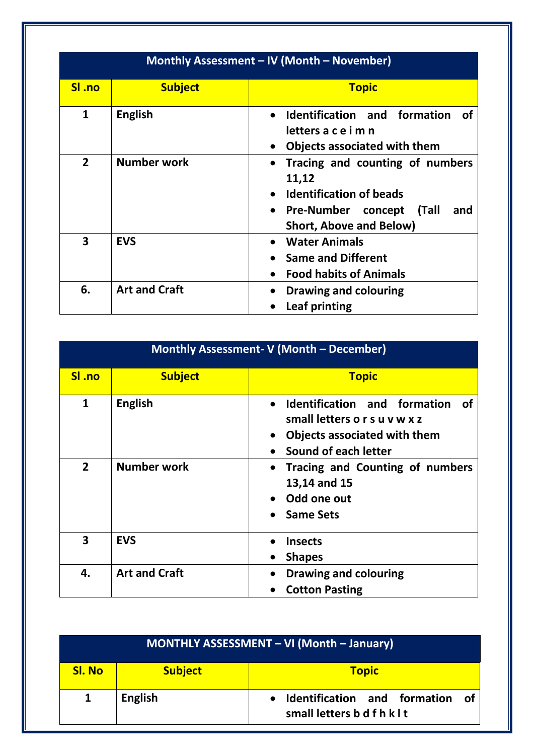| Monthly Assessment – IV (Month – November) | | |
|---|---|---|
| **Sl .no** | **Subject** | **Topic** |
| 1 | English | • Identification and formation of letters a c e i m n<br>• Objects associated with them |
| 2 | Number work | • Tracing and counting of numbers 11,12<br>• Identification of beads<br>• Pre-Number concept (Tall and Short, Above and Below) |
| 3 | EVS | • Water Animals<br>• Same and Different<br>• Food habits of Animals |
| 6. | Art and Craft | • Drawing and colouring<br>• Leaf printing |

| Monthly Assessment- V (Month – December) | | |
|---|---|---|
| **Sl .no** | **Subject** | **Topic** |
| 1 | English | • Identification and formation of small letters o r s u v w x z<br>• Objects associated with them<br>• Sound of each letter |
| 2 | Number work | • Tracing and Counting of numbers 13,14 and 15<br>• Odd one out<br>• Same Sets |
| 3 | EVS | • Insects<br>• Shapes |
| 4. | Art and Craft | • Drawing and colouring<br>• Cotton Pasting |

| MONTHLY ASSESSMENT – VI (Month – January) | | |
|---|---|---|
| **Sl. No** | **Subject** | **Topic** |
| 1 | English | • Identification and formation of small letters b d f h k l t |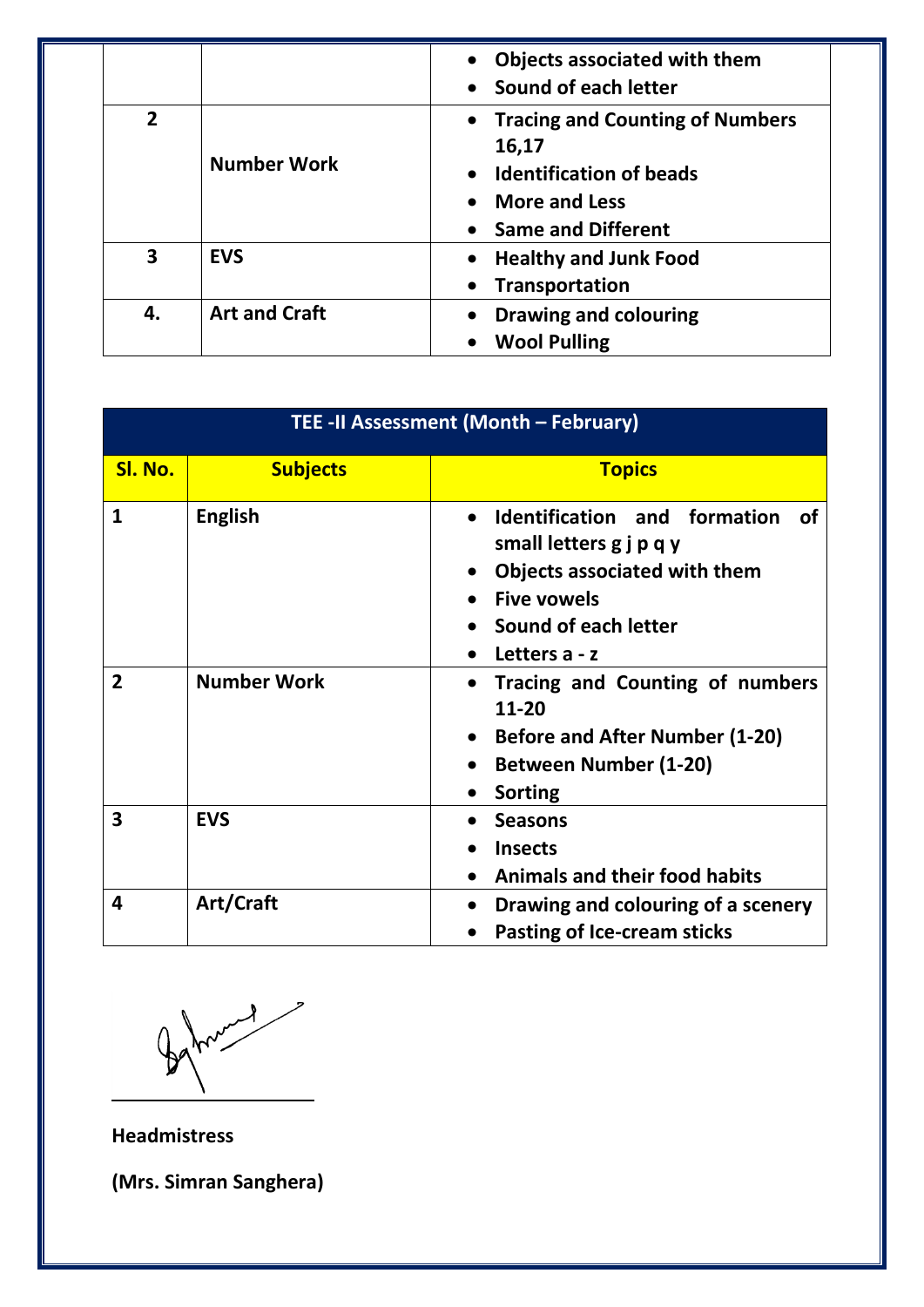| | | |
|---|---|---|
| | | • Objects associated with them<br>• Sound of each letter |
| 2 | Number Work | • Tracing and Counting of Numbers 16,17<br>• Identification of beads<br>• More and Less<br>• Same and Different |
| 3 | EVS | • Healthy and Junk Food<br>• Transportation |
| 4. | Art and Craft | • Drawing and colouring<br>• Wool Pulling |

**TEE -II Assessment (Month – February)**

| Sl. No. | Subjects | Topics |
|---|---|---|
| 1 | English | • Identification and formation of small letters g j p q y<br>• Objects associated with them<br>• Five vowels<br>• Sound of each letter<br>• Letters a - z |
| 2 | Number Work | • Tracing and Counting of numbers 11-20<br>• Before and After Number (1-20)<br>• Between Number (1-20)<br>• Sorting |
| 3 | EVS | • Seasons<br>• Insects<br>• Animals and their food habits |
| 4 | Art/Craft | • Drawing and colouring of a scenery<br>• Pasting of Ice-cream sticks |

**Headmistress**

**(Mrs. Simran Sanghera)**